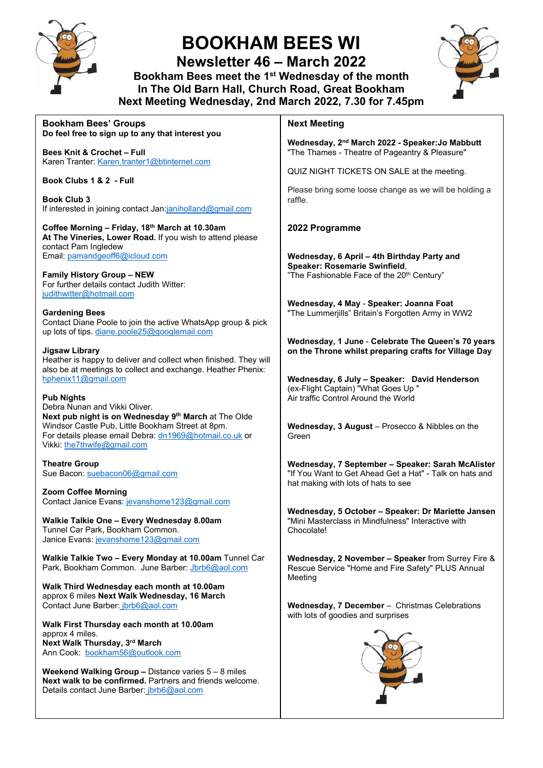# BOOKHAM BEES WI

## Newsletter 46 – March 2022

**Bookham Bees meet the 1st Wednesday of the month**
**In The Old Barn Hall, Church Road, Great Bookham**
**Next Meeting Wednesday, 2nd March 2022, 7.30 for 7.45pm**

## Bookham Bees' Groups

**Do feel free to sign up to any that interest you**

**Bees Knit & Crochet – Full**
Karen Tranter: Karen.tranter1@btinternet.com

**Book Clubs 1 & 2 - Full**

**Book Club 3**
If interested in joining contact Jan:janiholland@gmail.com

**Coffee Morning – Friday, 18th March at 10.30am**
**At The Vineries, Lower Road.** If you wish to attend please contact Pam Ingledew
Email: pamandgeoff6@icloud.com

**Family History Group – NEW**
For further details contact Judith Witter:
judithwitter@hotmail.com

**Gardening Bees**
Contact Diane Poole to join the active WhatsApp group & pick up lots of tips. diane.poole25@googlemail.com

**Jigsaw Library**
Heather is happy to deliver and collect when finished. They will also be at meetings to collect and exchange. Heather Phenix: hphenix11@gmail.com

**Pub Nights**
Debra Nunan and Vikki Oliver.
**Next pub night is on Wednesday 9th March** at The Olde Windsor Castle Pub, Little Bookham Street at 8pm.
For details please email Debra: dn1969@hotmail.co.uk or Vikki: the7thwife@gmail.com

**Theatre Group**
Sue Bacon: suebacon06@gmail.com

**Zoom Coffee Morning**
Contact Janice Evans: jevanshome123@gmail.com

**Walkie Talkie One – Every Wednesday 8.00am**
Tunnel Car Park, Bookham Common.
Janice Evans: jevanshome123@gmail.com

**Walkie Talkie Two – Every Monday at 10.00am** Tunnel Car Park, Bookham Common. June Barber: Jbrb6@aol.com

**Walk Third Wednesday each month at 10.00am**
approx 6 miles **Next Walk Wednesday, 16 March**
Contact June Barber: jbrb6@aol.com

**Walk First Thursday each month at 10.00am**
approx 4 miles.
**Next Walk Thursday, 3rd March**
Ann Cook: bookham56@outlook.com

**Weekend Walking Group –** Distance varies 5 – 8 miles
**Next walk to be confirmed.** Partners and friends welcome.
Details contact June Barber: jbrb6@aol.com

## Next Meeting

**Wednesday, 2nd March 2022 - Speaker:Jo Mabbutt**
"The Thames - Theatre of Pageantry & Pleasure"

QUIZ NIGHT TICKETS ON SALE at the meeting.

Please bring some loose change as we will be holding a raffle.

## 2022 Programme

**Wednesday, 6 April – 4th Birthday Party and Speaker: Rosemarie Swinfield**,
"The Fashionable Face of the 20th Century"

**Wednesday, 4 May** - **Speaker: Joanna Foat**
"The Lummerjills" Britain's Forgotten Army in WW2

**Wednesday, 1 June** - **Celebrate The Queen's 70 years on the Throne whilst preparing crafts for Village Day**

**Wednesday, 6 July – Speaker: David Henderson**
(ex-Flight Captain) "What Goes Up "
Air traffic Control Around the World

**Wednesday, 3 August** – Prosecco & Nibbles on the Green

**Wednesday, 7 September – Speaker: Sarah McAlister**
"If You Want to Get Ahead Get a Hat" - Talk on hats and hat making with lots of hats to see

**Wednesday, 5 October – Speaker: Dr Mariette Jansen**
"Mini Masterclass in Mindfulness" Interactive with Chocolate!

**Wednesday, 2 November – Speaker** from Surrey Fire & Rescue Service "Home and Fire Safety" PLUS Annual Meeting

**Wednesday, 7 December** – Christmas Celebrations with lots of goodies and surprises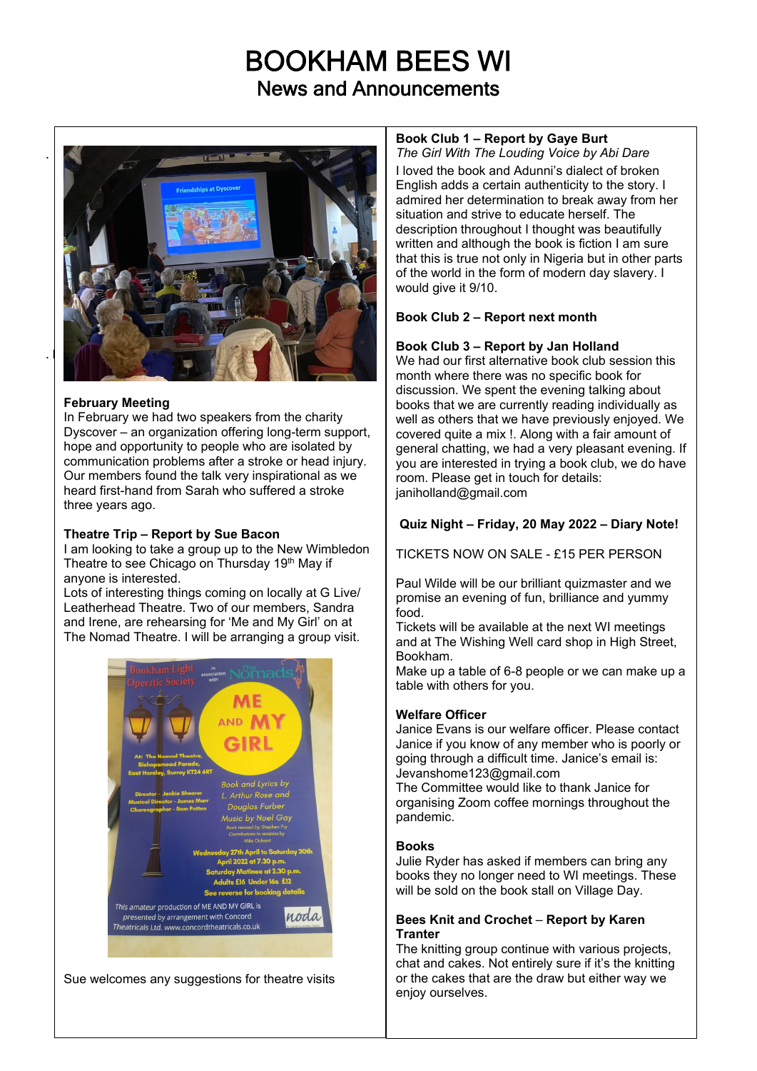# BOOKHAM BEES WI

## News and Announcements

**February Meeting**

In February we had two speakers from the charity Dyscover – an organization offering long-term support, hope and opportunity to people who are isolated by communication problems after a stroke or head injury. Our members found the talk very inspirational as we heard first-hand from Sarah who suffered a stroke three years ago.

**Theatre Trip – Report by Sue Bacon**

I am looking to take a group up to the New Wimbledon Theatre to see Chicago on Thursday 19th May if anyone is interested.

Lots of interesting things coming on locally at G Live/ Leatherhead Theatre. Two of our members, Sandra and Irene, are rehearsing for 'Me and My Girl' on at The Nomad Theatre. I will be arranging a group visit.

Sue welcomes any suggestions for theatre visits

**Book Club 1 – Report by Gaye Burt**

*The Girl With The Louding Voice by Abi Dare*

I loved the book and Adunni's dialect of broken English adds a certain authenticity to the story. I admired her determination to break away from her situation and strive to educate herself. The description throughout I thought was beautifully written and although the book is fiction I am sure that this is true not only in Nigeria but in other parts of the world in the form of modern day slavery. I would give it 9/10.

**Book Club 2 – Report next month**

**Book Club 3 – Report by Jan Holland**

We had our first alternative book club session this month where there was no specific book for discussion. We spent the evening talking about books that we are currently reading individually as well as others that we have previously enjoyed. We covered quite a mix !. Along with a fair amount of general chatting, we had a very pleasant evening. If you are interested in trying a book club, we do have room. Please get in touch for details: janiholland@gmail.com

**Quiz Night – Friday, 20 May 2022 – Diary Note!**

TICKETS NOW ON SALE - £15 PER PERSON

Paul Wilde will be our brilliant quizmaster and we promise an evening of fun, brilliance and yummy food.

Tickets will be available at the next WI meetings and at The Wishing Well card shop in High Street, Bookham.

Make up a table of 6-8 people or we can make up a table with others for you.

**Welfare Officer**

Janice Evans is our welfare officer. Please contact Janice if you know of any member who is poorly or going through a difficult time. Janice's email is: Jevanshome123@gmail.com

The Committee would like to thank Janice for organising Zoom coffee mornings throughout the pandemic.

**Books**

Julie Ryder has asked if members can bring any books they no longer need to WI meetings. These will be sold on the book stall on Village Day.

**Bees Knit and Crochet – Report by Karen Tranter**

The knitting group continue with various projects, chat and cakes. Not entirely sure if it's the knitting or the cakes that are the draw but either way we enjoy ourselves.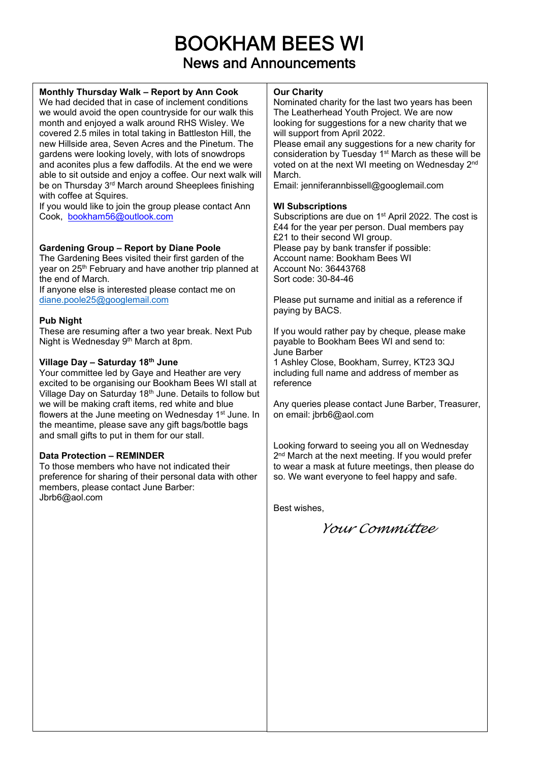# BOOKHAM BEES WI

## News and Announcements

**Monthly Thursday Walk – Report by Ann Cook**

We had decided that in case of inclement conditions we would avoid the open countryside for our walk this month and enjoyed a walk around RHS Wisley. We covered 2.5 miles in total taking in Battleston Hill, the new Hillside area, Seven Acres and the Pinetum. The gardens were looking lovely, with lots of snowdrops and aconites plus a few daffodils. At the end we were able to sit outside and enjoy a coffee. Our next walk will be on Thursday 3rd March around Sheeplees finishing with coffee at Squires.

If you would like to join the group please contact Ann Cook, bookham56@outlook.com

**Gardening Group – Report by Diane Poole**

The Gardening Bees visited their first garden of the year on 25th February and have another trip planned at the end of March.

If anyone else is interested please contact me on diane.poole25@googlemail.com

**Pub Night**

These are resuming after a two year break. Next Pub Night is Wednesday 9th March at 8pm.

**Village Day – Saturday 18th June**

Your committee led by Gaye and Heather are very excited to be organising our Bookham Bees WI stall at Village Day on Saturday 18th June. Details to follow but we will be making craft items, red white and blue flowers at the June meeting on Wednesday 1st June. In the meantime, please save any gift bags/bottle bags and small gifts to put in them for our stall.

**Data Protection – REMINDER**

To those members who have not indicated their preference for sharing of their personal data with other members, please contact June Barber: Jbrb6@aol.com

**Our Charity**

Nominated charity for the last two years has been The Leatherhead Youth Project. We are now looking for suggestions for a new charity that we will support from April 2022.

Please email any suggestions for a new charity for consideration by Tuesday 1st March as these will be voted on at the next WI meeting on Wednesday 2nd March.

Email: jenniferannbissell@googlemail.com

**WI Subscriptions**

Subscriptions are due on 1st April 2022. The cost is £44 for the year per person. Dual members pay £21 to their second WI group.

Please pay by bank transfer if possible:

Account name: Bookham Bees WI

Account No: 36443768

Sort code: 30-84-46

Please put surname and initial as a reference if paying by BACS.

If you would rather pay by cheque, please make payable to Bookham Bees WI and send to:

June Barber

1 Ashley Close, Bookham, Surrey, KT23 3QJ including full name and address of member as reference

Any queries please contact June Barber, Treasurer, on email: jbrb6@aol.com

Looking forward to seeing you all on Wednesday 2nd March at the next meeting. If you would prefer to wear a mask at future meetings, then please do so. We want everyone to feel happy and safe.

Best wishes,

*Your Committee*